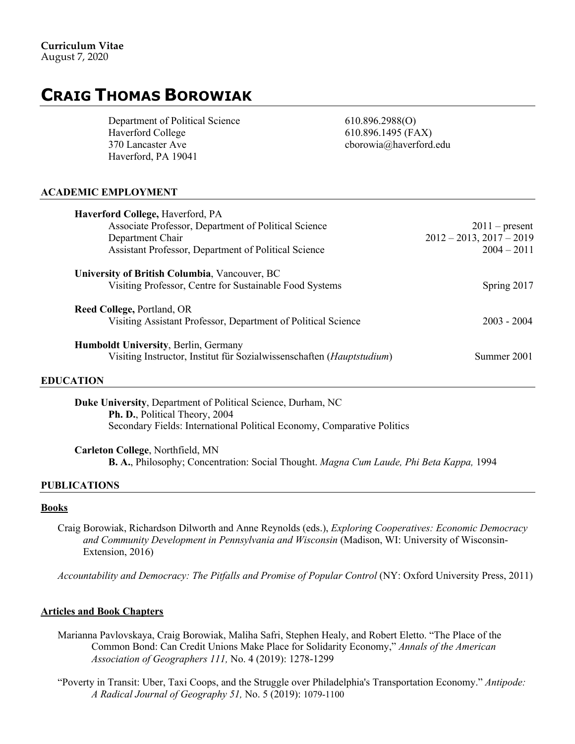**Curriculum Vitae**
August 7, 2020

# CRAIG THOMAS BOROWIAK

Department of Political Science
Haverford College
370 Lancaster Ave
Haverford, PA 19041

610.896.2988(O)
610.896.1495 (FAX)
cborowia@haverford.edu

## ACADEMIC EMPLOYMENT

**Haverford College,** Haverford, PA
- Associate Professor, Department of Political Science — 2011 – present
- Department Chair — 2012 – 2013, 2017 – 2019
- Assistant Professor, Department of Political Science — 2004 – 2011

**University of British Columbia**, Vancouver, BC
- Visiting Professor, Centre for Sustainable Food Systems — Spring 2017

**Reed College,** Portland, OR
- Visiting Assistant Professor, Department of Political Science — 2003 - 2004

**Humboldt University**, Berlin, Germany
- Visiting Instructor, Institut für Sozialwissenschaften (*Hauptstudium*) — Summer 2001

## EDUCATION

**Duke University**, Department of Political Science, Durham, NC
**Ph. D.**, Political Theory, 2004
Secondary Fields: International Political Economy, Comparative Politics

**Carleton College**, Northfield, MN
**B. A.**, Philosophy; Concentration: Social Thought. *Magna Cum Laude, Phi Beta Kappa,* 1994

## PUBLICATIONS

### Books

Craig Borowiak, Richardson Dilworth and Anne Reynolds (eds.), *Exploring Cooperatives: Economic Democracy and Community Development in Pennsylvania and Wisconsin* (Madison, WI: University of Wisconsin-Extension, 2016)

*Accountability and Democracy: The Pitfalls and Promise of Popular Control* (NY: Oxford University Press, 2011)

### Articles and Book Chapters

Marianna Pavlovskaya, Craig Borowiak, Maliha Safri, Stephen Healy, and Robert Eletto. "The Place of the Common Bond: Can Credit Unions Make Place for Solidarity Economy," *Annals of the American Association of Geographers 111,* No. 4 (2019): 1278-1299

"Poverty in Transit: Uber, Taxi Coops, and the Struggle over Philadelphia's Transportation Economy." *Antipode: A Radical Journal of Geography 51,* No. 5 (2019): 1079-1100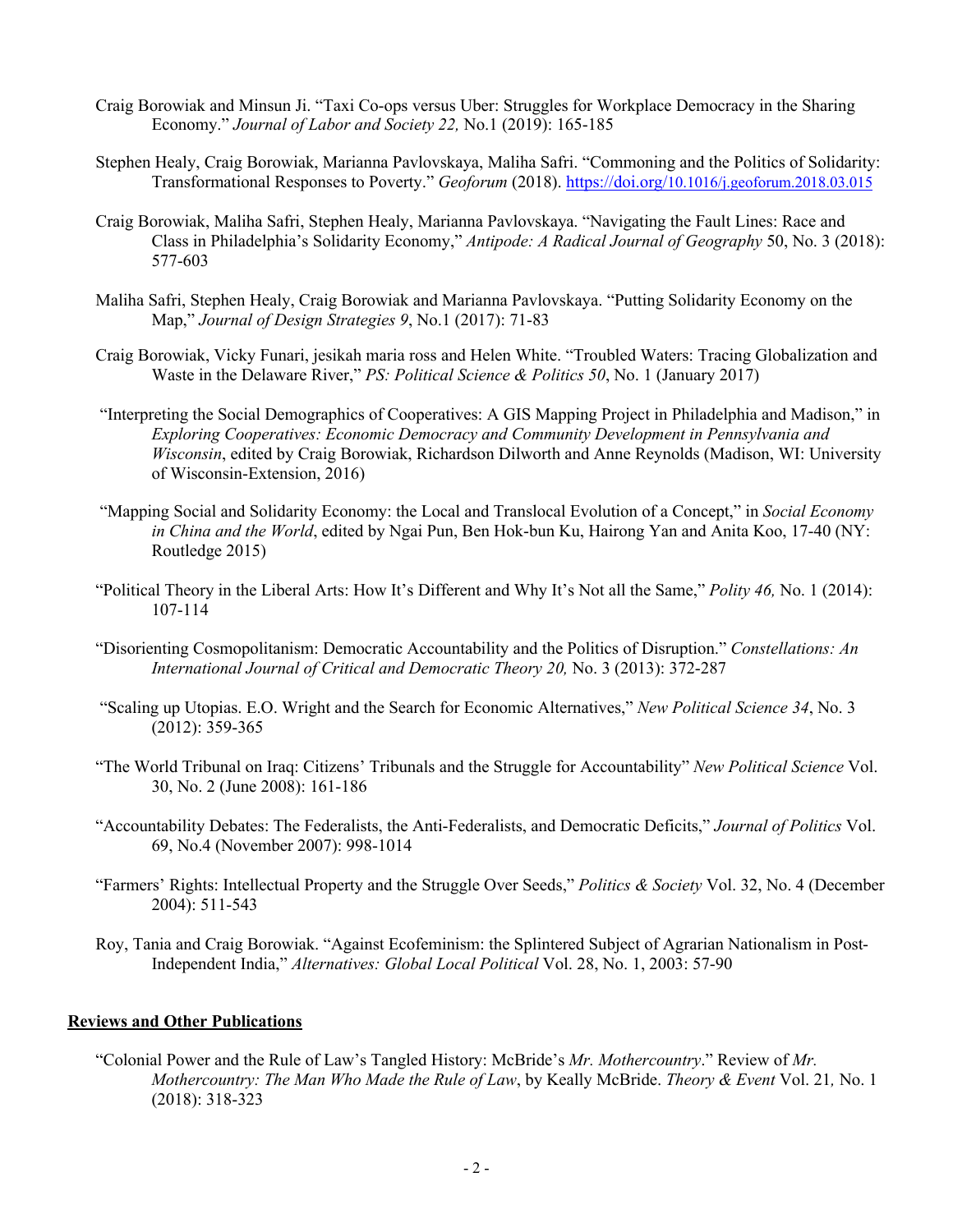Craig Borowiak and Minsun Ji. "Taxi Co-ops versus Uber: Struggles for Workplace Democracy in the Sharing Economy." *Journal of Labor and Society 22,* No.1 (2019): 165-185

Stephen Healy, Craig Borowiak, Marianna Pavlovskaya, Maliha Safri. "Commoning and the Politics of Solidarity: Transformational Responses to Poverty." *Geoforum* (2018). https://doi.org/10.1016/j.geoforum.2018.03.015

Craig Borowiak, Maliha Safri, Stephen Healy, Marianna Pavlovskaya. "Navigating the Fault Lines: Race and Class in Philadelphia's Solidarity Economy," *Antipode: A Radical Journal of Geography* 50, No. 3 (2018): 577-603

Maliha Safri, Stephen Healy, Craig Borowiak and Marianna Pavlovskaya. "Putting Solidarity Economy on the Map," *Journal of Design Strategies 9*, No.1 (2017): 71-83

Craig Borowiak, Vicky Funari, jesikah maria ross and Helen White. "Troubled Waters: Tracing Globalization and Waste in the Delaware River," *PS: Political Science & Politics 50*, No. 1 (January 2017)

"Interpreting the Social Demographics of Cooperatives: A GIS Mapping Project in Philadelphia and Madison," in *Exploring Cooperatives: Economic Democracy and Community Development in Pennsylvania and Wisconsin*, edited by Craig Borowiak, Richardson Dilworth and Anne Reynolds (Madison, WI: University of Wisconsin-Extension, 2016)

"Mapping Social and Solidarity Economy: the Local and Translocal Evolution of a Concept," in *Social Economy in China and the World*, edited by Ngai Pun, Ben Hok-bun Ku, Hairong Yan and Anita Koo, 17-40 (NY: Routledge 2015)

"Political Theory in the Liberal Arts: How It's Different and Why It's Not all the Same," *Polity 46,* No. 1 (2014): 107-114

"Disorienting Cosmopolitanism: Democratic Accountability and the Politics of Disruption." *Constellations: An International Journal of Critical and Democratic Theory 20,* No. 3 (2013): 372-287

"Scaling up Utopias. E.O. Wright and the Search for Economic Alternatives," *New Political Science 34*, No. 3 (2012): 359-365

"The World Tribunal on Iraq: Citizens' Tribunals and the Struggle for Accountability" *New Political Science* Vol. 30, No. 2 (June 2008): 161-186

"Accountability Debates: The Federalists, the Anti-Federalists, and Democratic Deficits," *Journal of Politics* Vol. 69, No.4 (November 2007): 998-1014

"Farmers' Rights: Intellectual Property and the Struggle Over Seeds," *Politics & Society* Vol. 32, No. 4 (December 2004): 511-543

Roy, Tania and Craig Borowiak. "Against Ecofeminism: the Splintered Subject of Agrarian Nationalism in Post-Independent India," *Alternatives: Global Local Political* Vol. 28, No. 1, 2003: 57-90

## **Reviews and Other Publications**

"Colonial Power and the Rule of Law's Tangled History: McBride's *Mr. Mothercountry*." Review of *Mr. Mothercountry: The Man Who Made the Rule of Law*, by Keally McBride. *Theory & Event* Vol. 21*,* No. 1 (2018): 318-323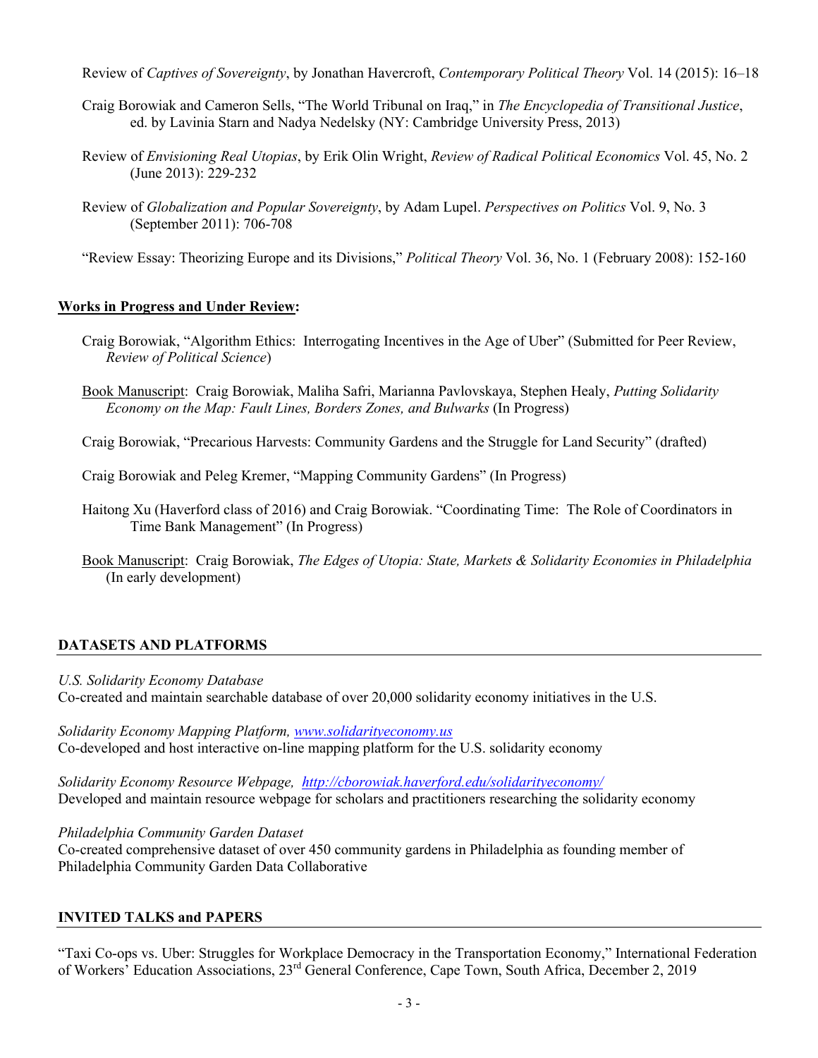Review of *Captives of Sovereignty*, by Jonathan Havercroft, *Contemporary Political Theory* Vol. 14 (2015): 16–18

Craig Borowiak and Cameron Sells, "The World Tribunal on Iraq," in *The Encyclopedia of Transitional Justice*, ed. by Lavinia Starn and Nadya Nedelsky (NY: Cambridge University Press, 2013)

Review of *Envisioning Real Utopias*, by Erik Olin Wright, *Review of Radical Political Economics* Vol. 45, No. 2 (June 2013): 229-232

Review of *Globalization and Popular Sovereignty*, by Adam Lupel. *Perspectives on Politics* Vol. 9, No. 3 (September 2011): 706-708

"Review Essay: Theorizing Europe and its Divisions," *Political Theory* Vol. 36, No. 1 (February 2008): 152-160

**Works in Progress and Under Review:**

Craig Borowiak, "Algorithm Ethics: Interrogating Incentives in the Age of Uber" (Submitted for Peer Review, *Review of Political Science*)

Book Manuscript: Craig Borowiak, Maliha Safri, Marianna Pavlovskaya, Stephen Healy, *Putting Solidarity Economy on the Map: Fault Lines, Borders Zones, and Bulwarks* (In Progress)

Craig Borowiak, "Precarious Harvests: Community Gardens and the Struggle for Land Security" (drafted)

Craig Borowiak and Peleg Kremer, "Mapping Community Gardens" (In Progress)

Haitong Xu (Haverford class of 2016) and Craig Borowiak. "Coordinating Time: The Role of Coordinators in Time Bank Management" (In Progress)

Book Manuscript: Craig Borowiak, *The Edges of Utopia: State, Markets & Solidarity Economies in Philadelphia* (In early development)

## DATASETS AND PLATFORMS

*U.S. Solidarity Economy Database*
Co-created and maintain searchable database of over 20,000 solidarity economy initiatives in the U.S.

*Solidarity Economy Mapping Platform, www.solidarityeconomy.us*
Co-developed and host interactive on-line mapping platform for the U.S. solidarity economy

*Solidarity Economy Resource Webpage, http://cborowiak.haverford.edu/solidarityeconomy/*
Developed and maintain resource webpage for scholars and practitioners researching the solidarity economy

*Philadelphia Community Garden Dataset*
Co-created comprehensive dataset of over 450 community gardens in Philadelphia as founding member of Philadelphia Community Garden Data Collaborative

## INVITED TALKS and PAPERS

"Taxi Co-ops vs. Uber: Struggles for Workplace Democracy in the Transportation Economy," International Federation of Workers' Education Associations, 23rd General Conference, Cape Town, South Africa, December 2, 2019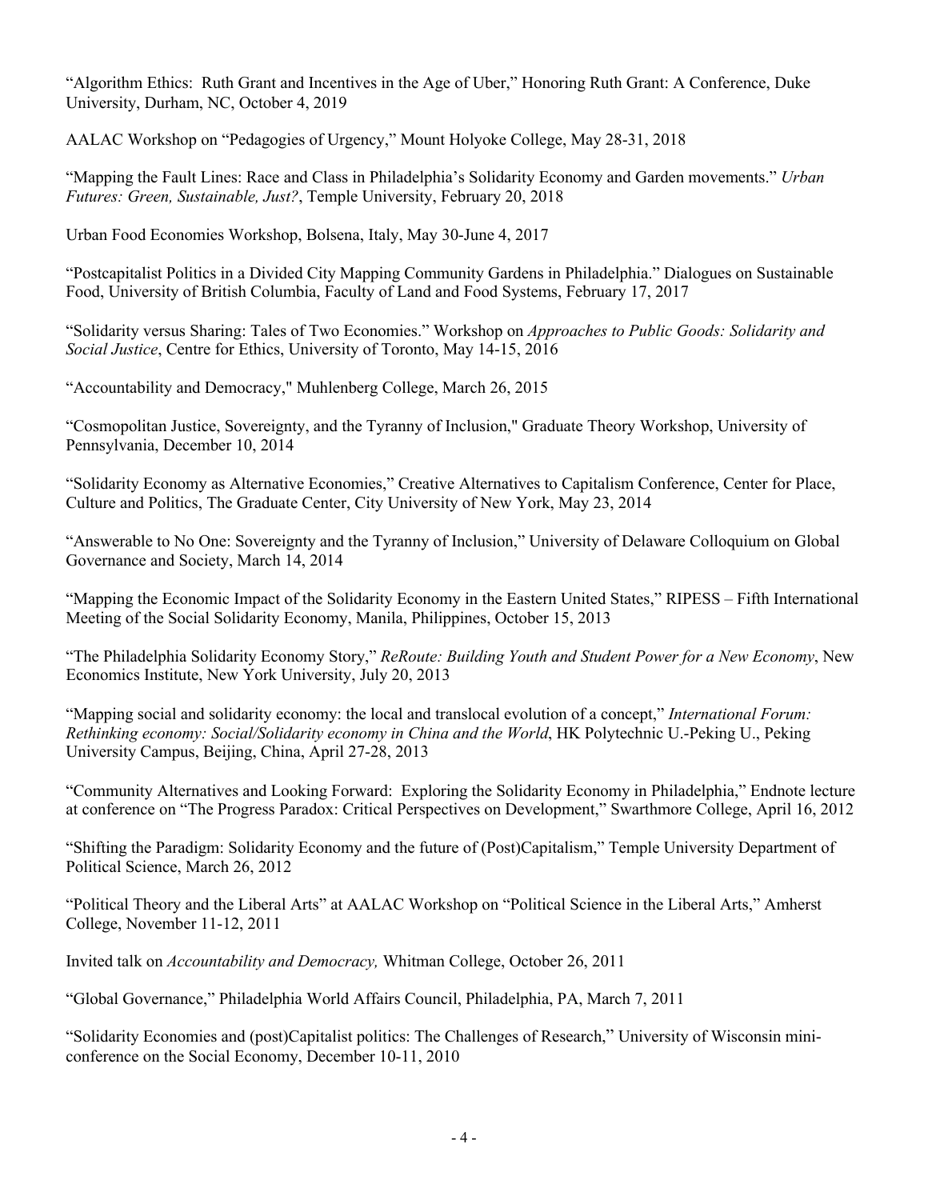"Algorithm Ethics: Ruth Grant and Incentives in the Age of Uber," Honoring Ruth Grant: A Conference, Duke University, Durham, NC, October 4, 2019

AALAC Workshop on "Pedagogies of Urgency," Mount Holyoke College, May 28-31, 2018

"Mapping the Fault Lines: Race and Class in Philadelphia's Solidarity Economy and Garden movements." *Urban Futures: Green, Sustainable, Just?*, Temple University, February 20, 2018

Urban Food Economies Workshop, Bolsena, Italy, May 30-June 4, 2017

"Postcapitalist Politics in a Divided City Mapping Community Gardens in Philadelphia." Dialogues on Sustainable Food, University of British Columbia, Faculty of Land and Food Systems, February 17, 2017

"Solidarity versus Sharing: Tales of Two Economies." Workshop on *Approaches to Public Goods: Solidarity and Social Justice*, Centre for Ethics, University of Toronto, May 14-15, 2016

"Accountability and Democracy," Muhlenberg College, March 26, 2015

"Cosmopolitan Justice, Sovereignty, and the Tyranny of Inclusion," Graduate Theory Workshop, University of Pennsylvania, December 10, 2014

"Solidarity Economy as Alternative Economies," Creative Alternatives to Capitalism Conference, Center for Place, Culture and Politics, The Graduate Center, City University of New York, May 23, 2014

"Answerable to No One: Sovereignty and the Tyranny of Inclusion," University of Delaware Colloquium on Global Governance and Society, March 14, 2014

"Mapping the Economic Impact of the Solidarity Economy in the Eastern United States," RIPESS – Fifth International Meeting of the Social Solidarity Economy, Manila, Philippines, October 15, 2013

"The Philadelphia Solidarity Economy Story," *ReRoute: Building Youth and Student Power for a New Economy*, New Economics Institute, New York University, July 20, 2013

"Mapping social and solidarity economy: the local and translocal evolution of a concept," *International Forum: Rethinking economy: Social/Solidarity economy in China and the World*, HK Polytechnic U.-Peking U., Peking University Campus, Beijing, China, April 27-28, 2013

"Community Alternatives and Looking Forward: Exploring the Solidarity Economy in Philadelphia," Endnote lecture at conference on "The Progress Paradox: Critical Perspectives on Development," Swarthmore College, April 16, 2012

"Shifting the Paradigm: Solidarity Economy and the future of (Post)Capitalism," Temple University Department of Political Science, March 26, 2012

"Political Theory and the Liberal Arts" at AALAC Workshop on "Political Science in the Liberal Arts," Amherst College, November 11-12, 2011

Invited talk on *Accountability and Democracy,* Whitman College, October 26, 2011

"Global Governance," Philadelphia World Affairs Council, Philadelphia, PA, March 7, 2011

"Solidarity Economies and (post)Capitalist politics: The Challenges of Research," University of Wisconsin mini-conference on the Social Economy, December 10-11, 2010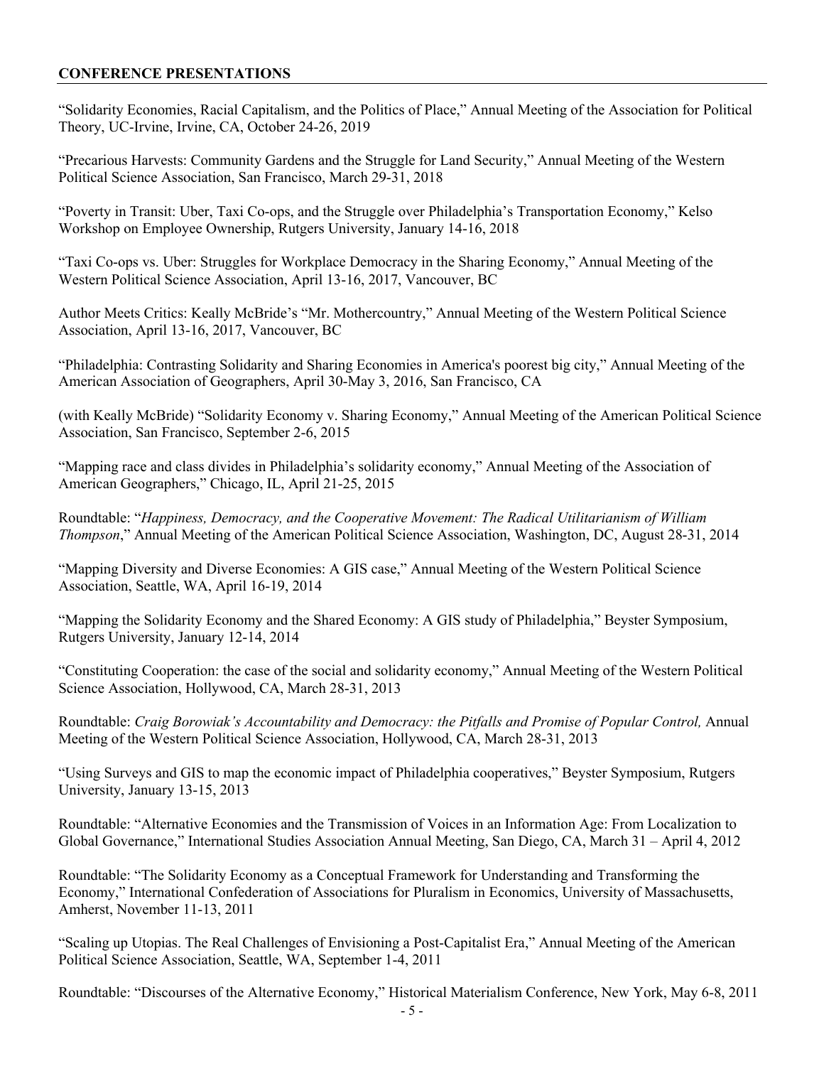## CONFERENCE PRESENTATIONS

"Solidarity Economies, Racial Capitalism, and the Politics of Place," Annual Meeting of the Association for Political Theory, UC-Irvine, Irvine, CA, October 24-26, 2019

"Precarious Harvests: Community Gardens and the Struggle for Land Security," Annual Meeting of the Western Political Science Association, San Francisco, March 29-31, 2018

"Poverty in Transit: Uber, Taxi Co-ops, and the Struggle over Philadelphia's Transportation Economy," Kelso Workshop on Employee Ownership, Rutgers University, January 14-16, 2018

"Taxi Co-ops vs. Uber: Struggles for Workplace Democracy in the Sharing Economy," Annual Meeting of the Western Political Science Association, April 13-16, 2017, Vancouver, BC

Author Meets Critics: Keally McBride's "Mr. Mothercountry," Annual Meeting of the Western Political Science Association, April 13-16, 2017, Vancouver, BC

"Philadelphia: Contrasting Solidarity and Sharing Economies in America's poorest big city," Annual Meeting of the American Association of Geographers, April 30-May 3, 2016, San Francisco, CA

(with Keally McBride) "Solidarity Economy v. Sharing Economy," Annual Meeting of the American Political Science Association, San Francisco, September 2-6, 2015

"Mapping race and class divides in Philadelphia's solidarity economy," Annual Meeting of the Association of American Geographers," Chicago, IL, April 21-25, 2015

Roundtable: "*Happiness, Democracy, and the Cooperative Movement: The Radical Utilitarianism of William Thompson*," Annual Meeting of the American Political Science Association, Washington, DC, August 28-31, 2014

"Mapping Diversity and Diverse Economies: A GIS case," Annual Meeting of the Western Political Science Association, Seattle, WA, April 16-19, 2014

"Mapping the Solidarity Economy and the Shared Economy: A GIS study of Philadelphia," Beyster Symposium, Rutgers University, January 12-14, 2014

"Constituting Cooperation: the case of the social and solidarity economy," Annual Meeting of the Western Political Science Association, Hollywood, CA, March 28-31, 2013

Roundtable: *Craig Borowiak's Accountability and Democracy: the Pitfalls and Promise of Popular Control,* Annual Meeting of the Western Political Science Association, Hollywood, CA, March 28-31, 2013

"Using Surveys and GIS to map the economic impact of Philadelphia cooperatives," Beyster Symposium, Rutgers University, January 13-15, 2013

Roundtable: "Alternative Economies and the Transmission of Voices in an Information Age: From Localization to Global Governance," International Studies Association Annual Meeting, San Diego, CA, March 31 – April 4, 2012

Roundtable: "The Solidarity Economy as a Conceptual Framework for Understanding and Transforming the Economy," International Confederation of Associations for Pluralism in Economics, University of Massachusetts, Amherst, November 11-13, 2011

"Scaling up Utopias. The Real Challenges of Envisioning a Post-Capitalist Era," Annual Meeting of the American Political Science Association, Seattle, WA, September 1-4, 2011

Roundtable: "Discourses of the Alternative Economy," Historical Materialism Conference, New York, May 6-8, 2011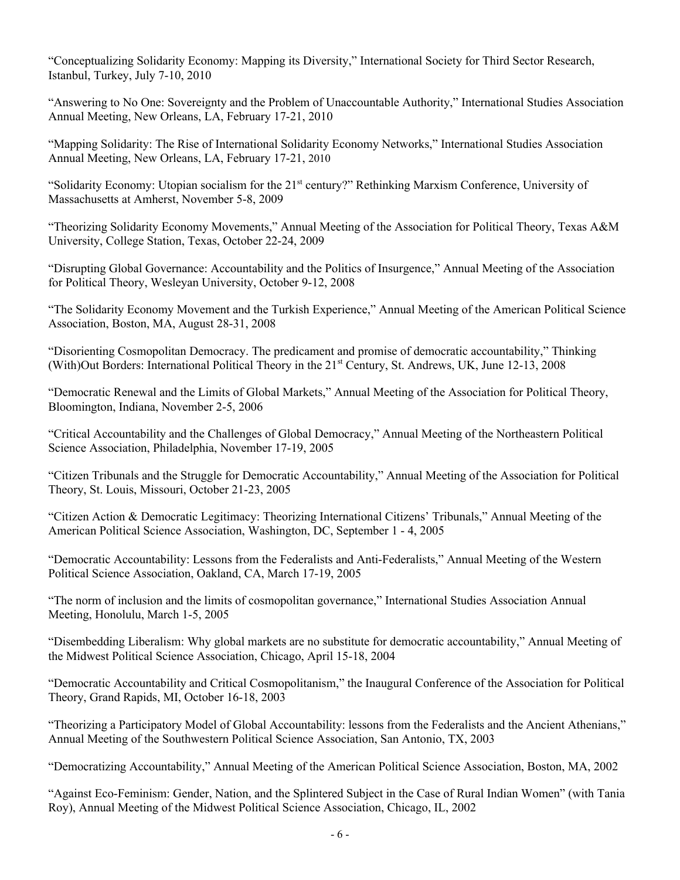"Conceptualizing Solidarity Economy: Mapping its Diversity," International Society for Third Sector Research, Istanbul, Turkey, July 7-10, 2010

"Answering to No One: Sovereignty and the Problem of Unaccountable Authority," International Studies Association Annual Meeting, New Orleans, LA, February 17-21, 2010

"Mapping Solidarity: The Rise of International Solidarity Economy Networks," International Studies Association Annual Meeting, New Orleans, LA, February 17-21, 2010

"Solidarity Economy: Utopian socialism for the 21st century?" Rethinking Marxism Conference, University of Massachusetts at Amherst, November 5-8, 2009

"Theorizing Solidarity Economy Movements," Annual Meeting of the Association for Political Theory, Texas A&M University, College Station, Texas, October 22-24, 2009

"Disrupting Global Governance: Accountability and the Politics of Insurgence," Annual Meeting of the Association for Political Theory, Wesleyan University, October 9-12, 2008

"The Solidarity Economy Movement and the Turkish Experience," Annual Meeting of the American Political Science Association, Boston, MA, August 28-31, 2008

"Disorienting Cosmopolitan Democracy. The predicament and promise of democratic accountability," Thinking (With)Out Borders: International Political Theory in the 21st Century, St. Andrews, UK, June 12-13, 2008

"Democratic Renewal and the Limits of Global Markets," Annual Meeting of the Association for Political Theory, Bloomington, Indiana, November 2-5, 2006

"Critical Accountability and the Challenges of Global Democracy," Annual Meeting of the Northeastern Political Science Association, Philadelphia, November 17-19, 2005

"Citizen Tribunals and the Struggle for Democratic Accountability," Annual Meeting of the Association for Political Theory, St. Louis, Missouri, October 21-23, 2005

"Citizen Action & Democratic Legitimacy: Theorizing International Citizens' Tribunals," Annual Meeting of the American Political Science Association, Washington, DC, September 1 - 4, 2005

"Democratic Accountability: Lessons from the Federalists and Anti-Federalists," Annual Meeting of the Western Political Science Association, Oakland, CA, March 17-19, 2005

"The norm of inclusion and the limits of cosmopolitan governance," International Studies Association Annual Meeting, Honolulu, March 1-5, 2005

"Disembedding Liberalism: Why global markets are no substitute for democratic accountability," Annual Meeting of the Midwest Political Science Association, Chicago, April 15-18, 2004

"Democratic Accountability and Critical Cosmopolitanism," the Inaugural Conference of the Association for Political Theory, Grand Rapids, MI, October 16-18, 2003

"Theorizing a Participatory Model of Global Accountability: lessons from the Federalists and the Ancient Athenians," Annual Meeting of the Southwestern Political Science Association, San Antonio, TX, 2003

"Democratizing Accountability," Annual Meeting of the American Political Science Association, Boston, MA, 2002

"Against Eco-Feminism: Gender, Nation, and the Splintered Subject in the Case of Rural Indian Women" (with Tania Roy), Annual Meeting of the Midwest Political Science Association, Chicago, IL, 2002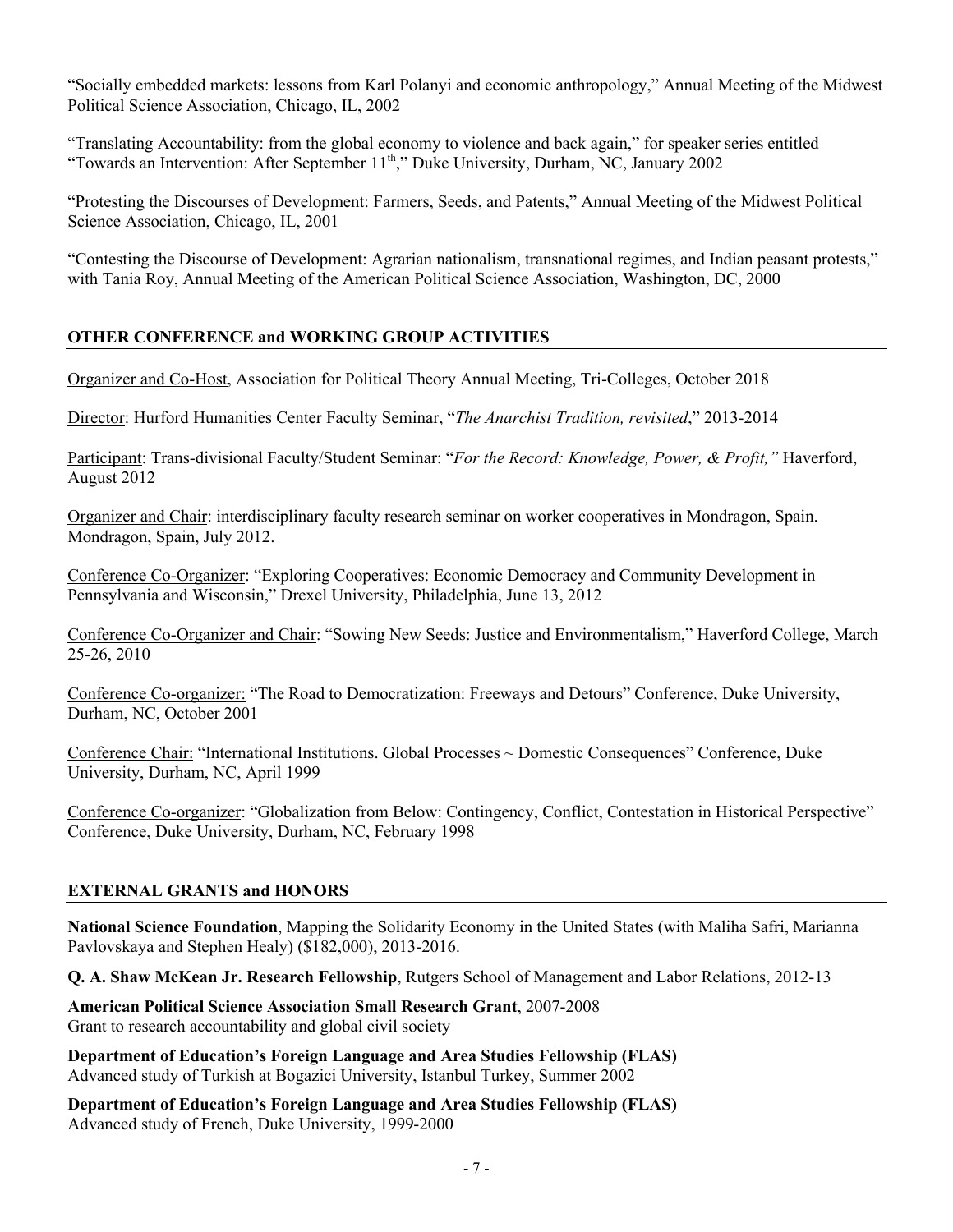"Socially embedded markets: lessons from Karl Polanyi and economic anthropology," Annual Meeting of the Midwest Political Science Association, Chicago, IL, 2002

"Translating Accountability: from the global economy to violence and back again," for speaker series entitled "Towards an Intervention: After September 11th," Duke University, Durham, NC, January 2002

"Protesting the Discourses of Development: Farmers, Seeds, and Patents," Annual Meeting of the Midwest Political Science Association, Chicago, IL, 2001

"Contesting the Discourse of Development: Agrarian nationalism, transnational regimes, and Indian peasant protests," with Tania Roy, Annual Meeting of the American Political Science Association, Washington, DC, 2000

## OTHER CONFERENCE and WORKING GROUP ACTIVITIES

Organizer and Co-Host, Association for Political Theory Annual Meeting, Tri-Colleges, October 2018

Director: Hurford Humanities Center Faculty Seminar, "*The Anarchist Tradition, revisited*," 2013-2014

Participant: Trans-divisional Faculty/Student Seminar: "*For the Record: Knowledge, Power, & Profit,"* Haverford, August 2012

Organizer and Chair: interdisciplinary faculty research seminar on worker cooperatives in Mondragon, Spain. Mondragon, Spain, July 2012.

Conference Co-Organizer: "Exploring Cooperatives: Economic Democracy and Community Development in Pennsylvania and Wisconsin," Drexel University, Philadelphia, June 13, 2012

Conference Co-Organizer and Chair: "Sowing New Seeds: Justice and Environmentalism," Haverford College, March 25-26, 2010

Conference Co-organizer: "The Road to Democratization: Freeways and Detours" Conference, Duke University, Durham, NC, October 2001

Conference Chair: "International Institutions. Global Processes ~ Domestic Consequences" Conference, Duke University, Durham, NC, April 1999

Conference Co-organizer: "Globalization from Below: Contingency, Conflict, Contestation in Historical Perspective" Conference, Duke University, Durham, NC, February 1998

## EXTERNAL GRANTS and HONORS

**National Science Foundation**, Mapping the Solidarity Economy in the United States (with Maliha Safri, Marianna Pavlovskaya and Stephen Healy) ($182,000), 2013-2016.

**Q. A. Shaw McKean Jr. Research Fellowship**, Rutgers School of Management and Labor Relations, 2012-13

**American Political Science Association Small Research Grant**, 2007-2008
Grant to research accountability and global civil society

**Department of Education's Foreign Language and Area Studies Fellowship (FLAS)**
Advanced study of Turkish at Bogazici University, Istanbul Turkey, Summer 2002

**Department of Education's Foreign Language and Area Studies Fellowship (FLAS)**
Advanced study of French, Duke University, 1999-2000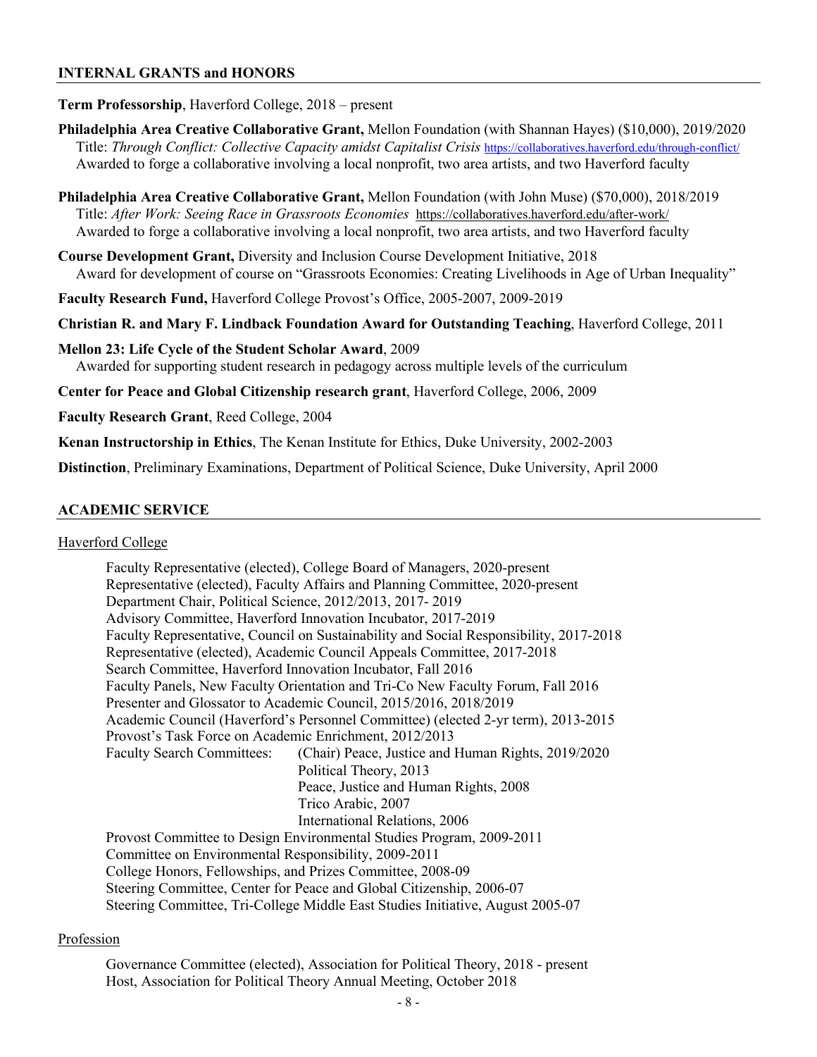## INTERNAL GRANTS and HONORS

**Term Professorship**, Haverford College, 2018 – present

**Philadelphia Area Creative Collaborative Grant,** Mellon Foundation (with Shannan Hayes) ($10,000), 2019/2020
Title: *Through Conflict: Collective Capacity amidst Capitalist Crisis* https://collaboratives.haverford.edu/through-conflict/
Awarded to forge a collaborative involving a local nonprofit, two area artists, and two Haverford faculty

**Philadelphia Area Creative Collaborative Grant,** Mellon Foundation (with John Muse) ($70,000), 2018/2019
Title: *After Work: Seeing Race in Grassroots Economies* https://collaboratives.haverford.edu/after-work/
Awarded to forge a collaborative involving a local nonprofit, two area artists, and two Haverford faculty

**Course Development Grant,** Diversity and Inclusion Course Development Initiative, 2018
Award for development of course on "Grassroots Economies: Creating Livelihoods in Age of Urban Inequality"

**Faculty Research Fund,** Haverford College Provost's Office, 2005-2007, 2009-2019

**Christian R. and Mary F. Lindback Foundation Award for Outstanding Teaching**, Haverford College, 2011

**Mellon 23: Life Cycle of the Student Scholar Award**, 2009
Awarded for supporting student research in pedagogy across multiple levels of the curriculum

**Center for Peace and Global Citizenship research grant**, Haverford College, 2006, 2009

**Faculty Research Grant**, Reed College, 2004

**Kenan Instructorship in Ethics**, The Kenan Institute for Ethics, Duke University, 2002-2003

**Distinction**, Preliminary Examinations, Department of Political Science, Duke University, April 2000

## ACADEMIC SERVICE

Haverford College

Faculty Representative (elected), College Board of Managers, 2020-present
Representative (elected), Faculty Affairs and Planning Committee, 2020-present
Department Chair, Political Science, 2012/2013, 2017- 2019
Advisory Committee, Haverford Innovation Incubator, 2017-2019
Faculty Representative, Council on Sustainability and Social Responsibility, 2017-2018
Representative (elected), Academic Council Appeals Committee, 2017-2018
Search Committee, Haverford Innovation Incubator, Fall 2016
Faculty Panels, New Faculty Orientation and Tri-Co New Faculty Forum, Fall 2016
Presenter and Glossator to Academic Council, 2015/2016, 2018/2019
Academic Council (Haverford's Personnel Committee) (elected 2-yr term), 2013-2015
Provost's Task Force on Academic Enrichment, 2012/2013
Faculty Search Committees:
- (Chair) Peace, Justice and Human Rights, 2019/2020
- Political Theory, 2013
- Peace, Justice and Human Rights, 2008
- Trico Arabic, 2007
- International Relations, 2006

Provost Committee to Design Environmental Studies Program, 2009-2011
Committee on Environmental Responsibility, 2009-2011
College Honors, Fellowships, and Prizes Committee, 2008-09
Steering Committee, Center for Peace and Global Citizenship, 2006-07
Steering Committee, Tri-College Middle East Studies Initiative, August 2005-07

Profession

Governance Committee (elected), Association for Political Theory, 2018 - present
Host, Association for Political Theory Annual Meeting, October 2018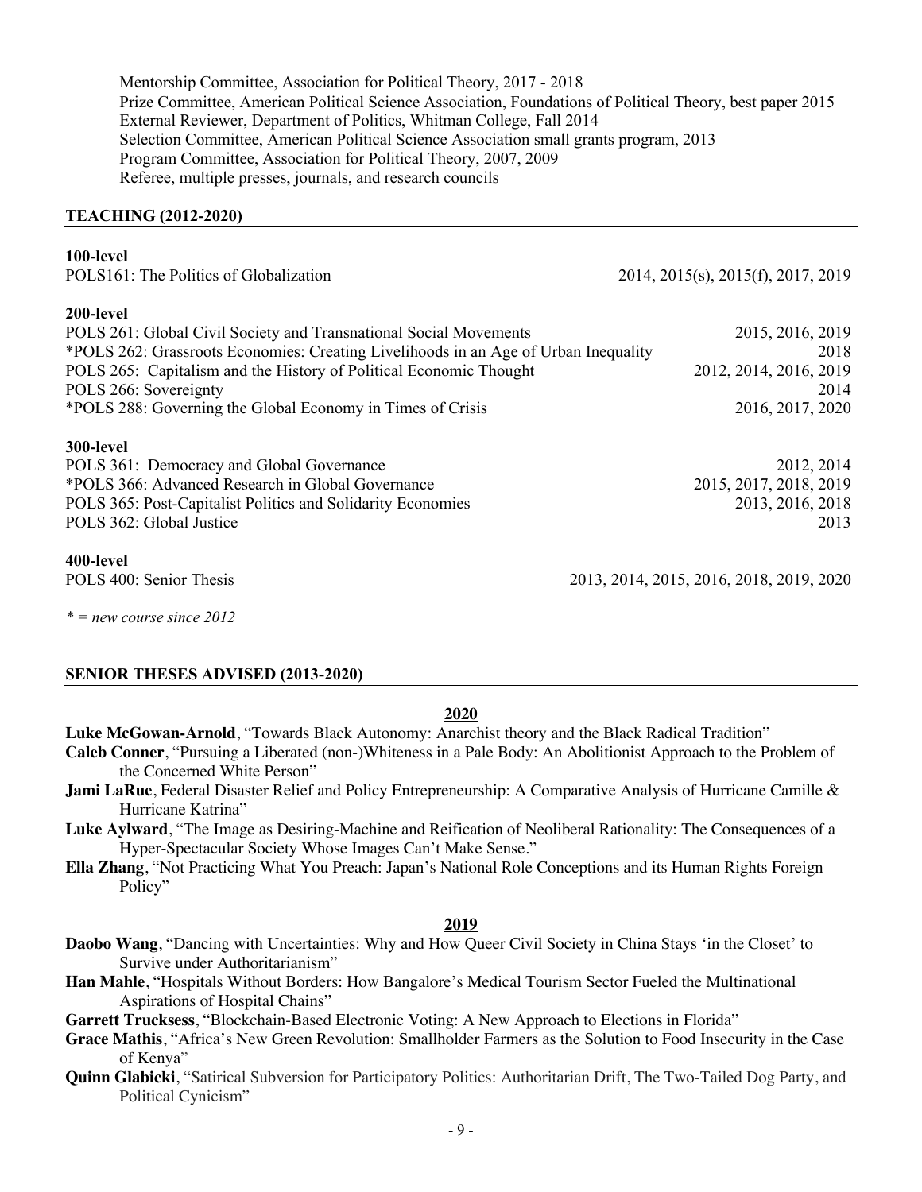Mentorship Committee, Association for Political Theory, 2017 - 2018
Prize Committee, American Political Science Association, Foundations of Political Theory, best paper 2015
External Reviewer, Department of Politics, Whitman College, Fall 2014
Selection Committee, American Political Science Association small grants program, 2013
Program Committee, Association for Political Theory, 2007, 2009
Referee, multiple presses, journals, and research councils

## TEACHING (2012-2020)

**100-level**

| | |
|---|---|
| POLS161: The Politics of Globalization | 2014, 2015(s), 2015(f), 2017, 2019 |

**200-level**

| | |
|---|---|
| POLS 261: Global Civil Society and Transnational Social Movements | 2015, 2016, 2019 |
| *POLS 262: Grassroots Economies: Creating Livelihoods in an Age of Urban Inequality | 2018 |
| POLS 265: Capitalism and the History of Political Economic Thought | 2012, 2014, 2016, 2019 |
| POLS 266: Sovereignty | 2014 |
| *POLS 288: Governing the Global Economy in Times of Crisis | 2016, 2017, 2020 |

**300-level**

| | |
|---|---|
| POLS 361: Democracy and Global Governance | 2012, 2014 |
| *POLS 366: Advanced Research in Global Governance | 2015, 2017, 2018, 2019 |
| POLS 365: Post-Capitalist Politics and Solidarity Economies | 2013, 2016, 2018 |
| POLS 362: Global Justice | 2013 |

**400-level**

| | |
|---|---|
| POLS 400: Senior Thesis | 2013, 2014, 2015, 2016, 2018, 2019, 2020 |

*\* = new course since 2012*

## SENIOR THESES ADVISED (2013-2020)

**2020**

**Luke McGowan-Arnold**, "Towards Black Autonomy: Anarchist theory and the Black Radical Tradition"

**Caleb Conner**, "Pursuing a Liberated (non-)Whiteness in a Pale Body: An Abolitionist Approach to the Problem of the Concerned White Person"

**Jami LaRue**, Federal Disaster Relief and Policy Entrepreneurship: A Comparative Analysis of Hurricane Camille & Hurricane Katrina"

**Luke Aylward**, "The Image as Desiring-Machine and Reification of Neoliberal Rationality: The Consequences of a Hyper-Spectacular Society Whose Images Can't Make Sense."

**Ella Zhang**, "Not Practicing What You Preach: Japan's National Role Conceptions and its Human Rights Foreign Policy"

**2019**

**Daobo Wang**, "Dancing with Uncertainties: Why and How Queer Civil Society in China Stays 'in the Closet' to Survive under Authoritarianism"

**Han Mahle**, "Hospitals Without Borders: How Bangalore's Medical Tourism Sector Fueled the Multinational Aspirations of Hospital Chains"

**Garrett Trucksess**, "Blockchain-Based Electronic Voting: A New Approach to Elections in Florida"

**Grace Mathis**, "Africa's New Green Revolution: Smallholder Farmers as the Solution to Food Insecurity in the Case of Kenya"

**Quinn Glabicki**, "Satirical Subversion for Participatory Politics: Authoritarian Drift, The Two-Tailed Dog Party, and Political Cynicism"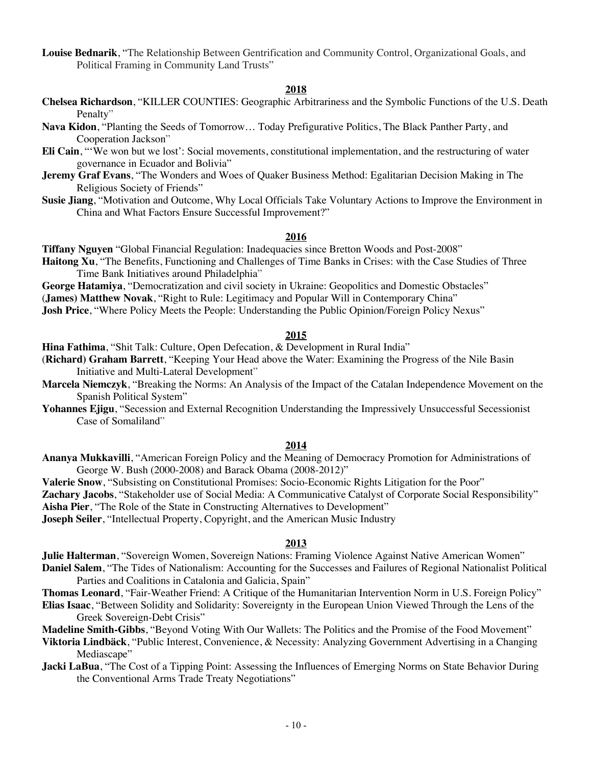**Louise Bednarik**, "The Relationship Between Gentrification and Community Control, Organizational Goals, and Political Framing in Community Land Trusts"

## 2018

**Chelsea Richardson**, "KILLER COUNTIES: Geographic Arbitrariness and the Symbolic Functions of the U.S. Death Penalty"

**Nava Kidon**, "Planting the Seeds of Tomorrow… Today Prefigurative Politics, The Black Panther Party, and Cooperation Jackson"

**Eli Cain**, "'We won but we lost': Social movements, constitutional implementation, and the restructuring of water governance in Ecuador and Bolivia"

**Jeremy Graf Evans**, "The Wonders and Woes of Quaker Business Method: Egalitarian Decision Making in The Religious Society of Friends"

**Susie Jiang**, "Motivation and Outcome, Why Local Officials Take Voluntary Actions to Improve the Environment in China and What Factors Ensure Successful Improvement?"

## 2016

**Tiffany Nguyen** "Global Financial Regulation: Inadequacies since Bretton Woods and Post-2008"

**Haitong Xu**, "The Benefits, Functioning and Challenges of Time Banks in Crises: with the Case Studies of Three Time Bank Initiatives around Philadelphia"

**George Hatamiya**, "Democratization and civil society in Ukraine: Geopolitics and Domestic Obstacles"

(**James) Matthew Novak**, "Right to Rule: Legitimacy and Popular Will in Contemporary China"

**Josh Price**, "Where Policy Meets the People: Understanding the Public Opinion/Foreign Policy Nexus"

## 2015

**Hina Fathima**, "Shit Talk: Culture, Open Defecation, & Development in Rural India"

(**Richard) Graham Barrett**, "Keeping Your Head above the Water: Examining the Progress of the Nile Basin Initiative and Multi-Lateral Development"

**Marcela Niemczyk**, "Breaking the Norms: An Analysis of the Impact of the Catalan Independence Movement on the Spanish Political System"

**Yohannes Ejigu**, "Secession and External Recognition Understanding the Impressively Unsuccessful Secessionist Case of Somaliland"

## 2014

**Ananya Mukkavilli**, "American Foreign Policy and the Meaning of Democracy Promotion for Administrations of George W. Bush (2000-2008) and Barack Obama (2008-2012)"

**Valerie Snow**, "Subsisting on Constitutional Promises: Socio-Economic Rights Litigation for the Poor"

**Zachary Jacobs**, "Stakeholder use of Social Media: A Communicative Catalyst of Corporate Social Responsibility"

**Aisha Pier**, "The Role of the State in Constructing Alternatives to Development"

**Joseph Seiler**, "Intellectual Property, Copyright, and the American Music Industry

## 2013

**Julie Halterman**, "Sovereign Women, Sovereign Nations: Framing Violence Against Native American Women"

**Daniel Salem**, "The Tides of Nationalism: Accounting for the Successes and Failures of Regional Nationalist Political Parties and Coalitions in Catalonia and Galicia, Spain"

**Thomas Leonard**, "Fair-Weather Friend: A Critique of the Humanitarian Intervention Norm in U.S. Foreign Policy"

**Elias Isaac**, "Between Solidity and Solidarity: Sovereignty in the European Union Viewed Through the Lens of the Greek Sovereign-Debt Crisis"

**Madeline Smith-Gibbs**, "Beyond Voting With Our Wallets: The Politics and the Promise of the Food Movement"

**Viktoria Lindbäck**, "Public Interest, Convenience, & Necessity: Analyzing Government Advertising in a Changing Mediascape"

**Jacki LaBua**, "The Cost of a Tipping Point: Assessing the Influences of Emerging Norms on State Behavior During the Conventional Arms Trade Treaty Negotiations"